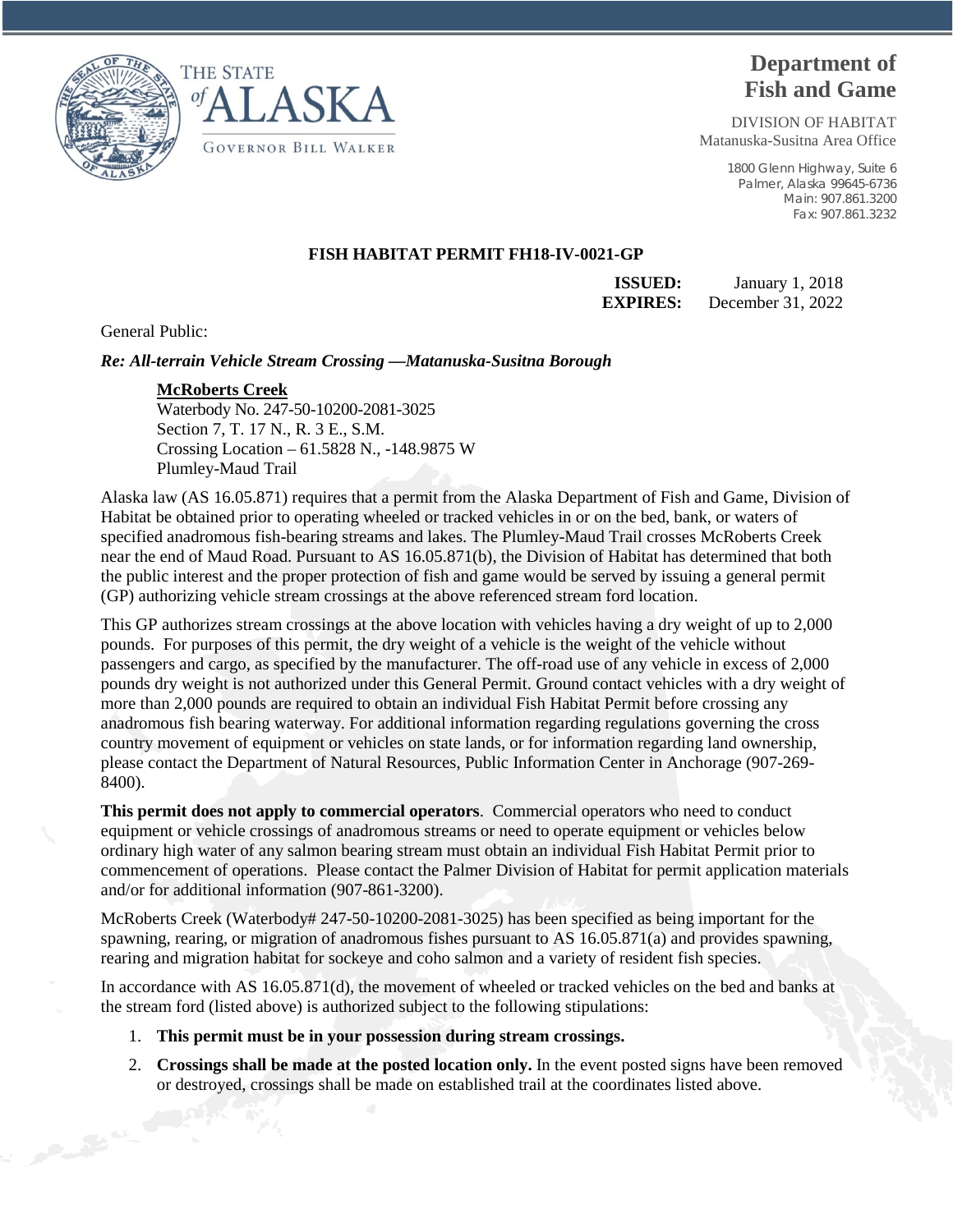THE STATE of ALASKA

GOVERNOR BILL WALKER

# Department of Fish and Game

DIVISION OF HABITAT
Matanuska-Susitna Area Office

1800 Glenn Highway, Suite 6
Palmer, Alaska 99645-6736
Main: 907.861.3200
Fax: 907.861.3232

**FISH HABITAT PERMIT FH18-IV-0021-GP**

**ISSUED:** January 1, 2018
**EXPIRES:** December 31, 2022

General Public:

***Re: All-terrain Vehicle Stream Crossing —Matanuska-Susitna Borough***

**McRoberts Creek**
Waterbody No. 247-50-10200-2081-3025
Section 7, T. 17 N., R. 3 E., S.M.
Crossing Location – 61.5828 N., -148.9875 W
Plumley-Maud Trail

Alaska law (AS 16.05.871) requires that a permit from the Alaska Department of Fish and Game, Division of Habitat be obtained prior to operating wheeled or tracked vehicles in or on the bed, bank, or waters of specified anadromous fish-bearing streams and lakes. The Plumley-Maud Trail crosses McRoberts Creek near the end of Maud Road. Pursuant to AS 16.05.871(b), the Division of Habitat has determined that both the public interest and the proper protection of fish and game would be served by issuing a general permit (GP) authorizing vehicle stream crossings at the above referenced stream ford location.

This GP authorizes stream crossings at the above location with vehicles having a dry weight of up to 2,000 pounds. For purposes of this permit, the dry weight of a vehicle is the weight of the vehicle without passengers and cargo, as specified by the manufacturer. The off-road use of any vehicle in excess of 2,000 pounds dry weight is not authorized under this General Permit. Ground contact vehicles with a dry weight of more than 2,000 pounds are required to obtain an individual Fish Habitat Permit before crossing any anadromous fish bearing waterway. For additional information regarding regulations governing the cross country movement of equipment or vehicles on state lands, or for information regarding land ownership, please contact the Department of Natural Resources, Public Information Center in Anchorage (907-269-8400).

**This permit does not apply to commercial operators**. Commercial operators who need to conduct equipment or vehicle crossings of anadromous streams or need to operate equipment or vehicles below ordinary high water of any salmon bearing stream must obtain an individual Fish Habitat Permit prior to commencement of operations. Please contact the Palmer Division of Habitat for permit application materials and/or for additional information (907-861-3200).

McRoberts Creek (Waterbody# 247-50-10200-2081-3025) has been specified as being important for the spawning, rearing, or migration of anadromous fishes pursuant to AS 16.05.871(a) and provides spawning, rearing and migration habitat for sockeye and coho salmon and a variety of resident fish species.

In accordance with AS 16.05.871(d), the movement of wheeled or tracked vehicles on the bed and banks at the stream ford (listed above) is authorized subject to the following stipulations:

1. **This permit must be in your possession during stream crossings.**
2. **Crossings shall be made at the posted location only.** In the event posted signs have been removed or destroyed, crossings shall be made on established trail at the coordinates listed above.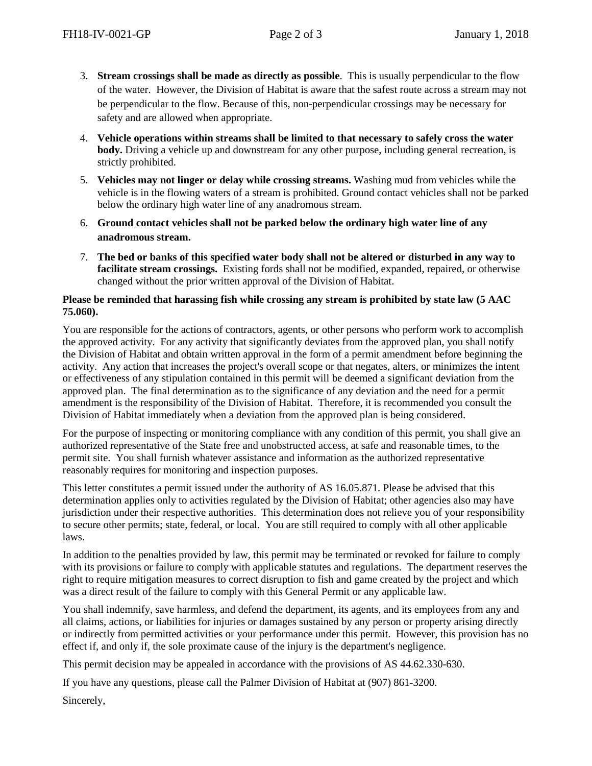3. **Stream crossings shall be made as directly as possible**. This is usually perpendicular to the flow of the water. However, the Division of Habitat is aware that the safest route across a stream may not be perpendicular to the flow. Because of this, non-perpendicular crossings may be necessary for safety and are allowed when appropriate.
4. **Vehicle operations within streams shall be limited to that necessary to safely cross the water body.** Driving a vehicle up and downstream for any other purpose, including general recreation, is strictly prohibited.
5. **Vehicles may not linger or delay while crossing streams.** Washing mud from vehicles while the vehicle is in the flowing waters of a stream is prohibited. Ground contact vehicles shall not be parked below the ordinary high water line of any anadromous stream.
6. **Ground contact vehicles shall not be parked below the ordinary high water line of any anadromous stream.**
7. **The bed or banks of this specified water body shall not be altered or disturbed in any way to facilitate stream crossings.** Existing fords shall not be modified, expanded, repaired, or otherwise changed without the prior written approval of the Division of Habitat.

**Please be reminded that harassing fish while crossing any stream is prohibited by state law (5 AAC 75.060).**

You are responsible for the actions of contractors, agents, or other persons who perform work to accomplish the approved activity. For any activity that significantly deviates from the approved plan, you shall notify the Division of Habitat and obtain written approval in the form of a permit amendment before beginning the activity. Any action that increases the project's overall scope or that negates, alters, or minimizes the intent or effectiveness of any stipulation contained in this permit will be deemed a significant deviation from the approved plan. The final determination as to the significance of any deviation and the need for a permit amendment is the responsibility of the Division of Habitat. Therefore, it is recommended you consult the Division of Habitat immediately when a deviation from the approved plan is being considered.

For the purpose of inspecting or monitoring compliance with any condition of this permit, you shall give an authorized representative of the State free and unobstructed access, at safe and reasonable times, to the permit site. You shall furnish whatever assistance and information as the authorized representative reasonably requires for monitoring and inspection purposes.

This letter constitutes a permit issued under the authority of AS 16.05.871. Please be advised that this determination applies only to activities regulated by the Division of Habitat; other agencies also may have jurisdiction under their respective authorities. This determination does not relieve you of your responsibility to secure other permits; state, federal, or local. You are still required to comply with all other applicable laws.

In addition to the penalties provided by law, this permit may be terminated or revoked for failure to comply with its provisions or failure to comply with applicable statutes and regulations. The department reserves the right to require mitigation measures to correct disruption to fish and game created by the project and which was a direct result of the failure to comply with this General Permit or any applicable law.

You shall indemnify, save harmless, and defend the department, its agents, and its employees from any and all claims, actions, or liabilities for injuries or damages sustained by any person or property arising directly or indirectly from permitted activities or your performance under this permit. However, this provision has no effect if, and only if, the sole proximate cause of the injury is the department's negligence.

This permit decision may be appealed in accordance with the provisions of AS 44.62.330-630.

If you have any questions, please call the Palmer Division of Habitat at (907) 861-3200.

Sincerely,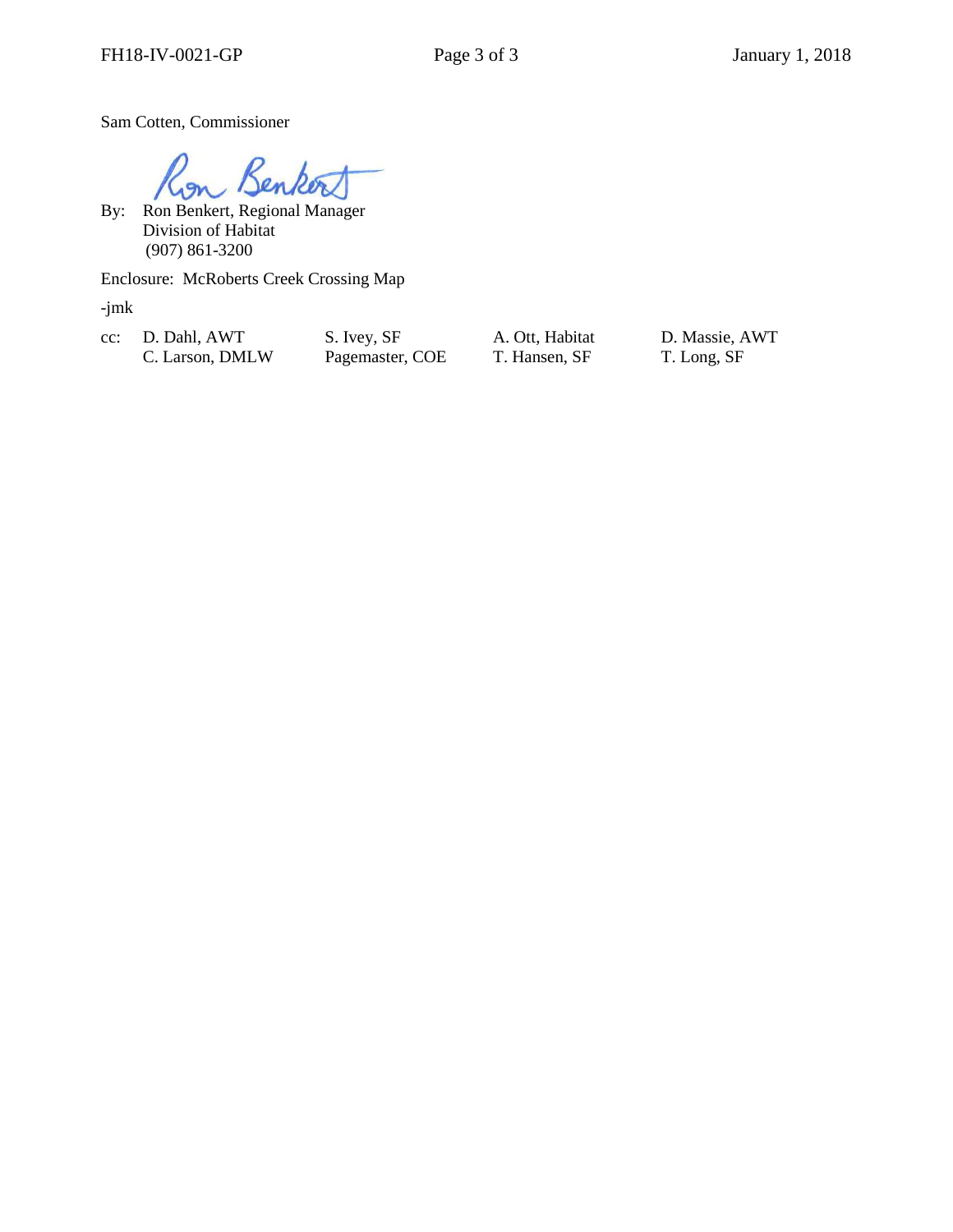Sam Cotten, Commissioner

By: Ron Benkert, Regional Manager
Division of Habitat
(907) 861-3200

Enclosure: McRoberts Creek Crossing Map

-jmk

cc:

| | | | |
|---|---|---|---|
| D. Dahl, AWT | S. Ivey, SF | A. Ott, Habitat | D. Massie, AWT |
| C. Larson, DMLW | Pagemaster, COE | T. Hansen, SF | T. Long, SF |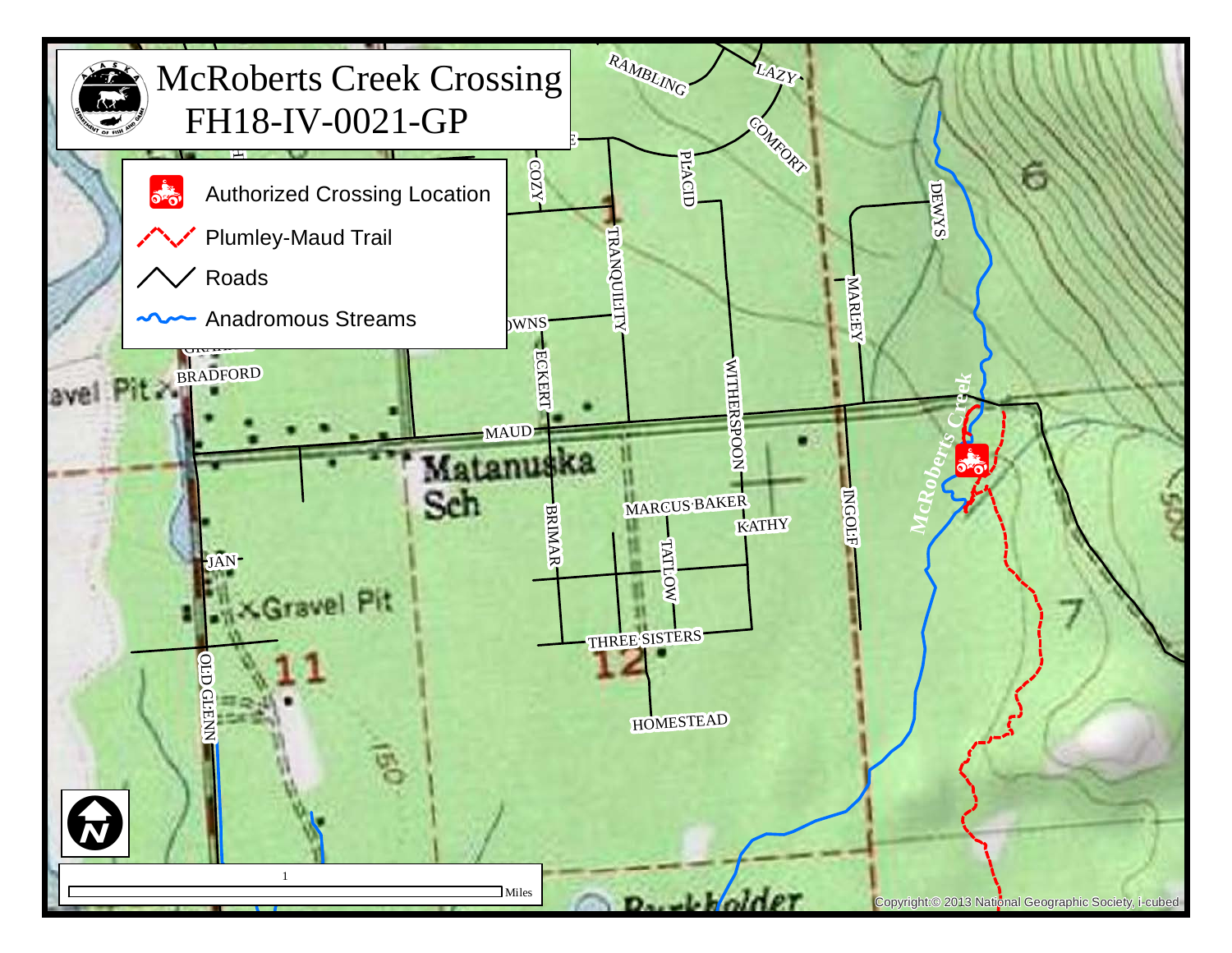# McRoberts Creek Crossing
# FH18-IV-0021-GP

Authorized Crossing Location

Plumley-Maud Trail

Roads

Anadromous Streams

RAMBLING
LAZY
COMFORT
COZY
PLACID
DEWYS
TRANQUILITY
MARLEY
OWNS
ECKERT
WITHERSPOON
BRADFORD
Gravel Pit
MAUD
Matanuska Sch
McRoberts Creek
BRIMAR
MARCUS BAKER
KATHY
INGOLF
TATLOW
JAN
Gravel Pit
THREE SISTERS
OLD GLENN
11
12
HOMESTEAD
6
7
150
1
Miles
Burkholder

Copyright:© 2013 National Geographic Society, i-cubed